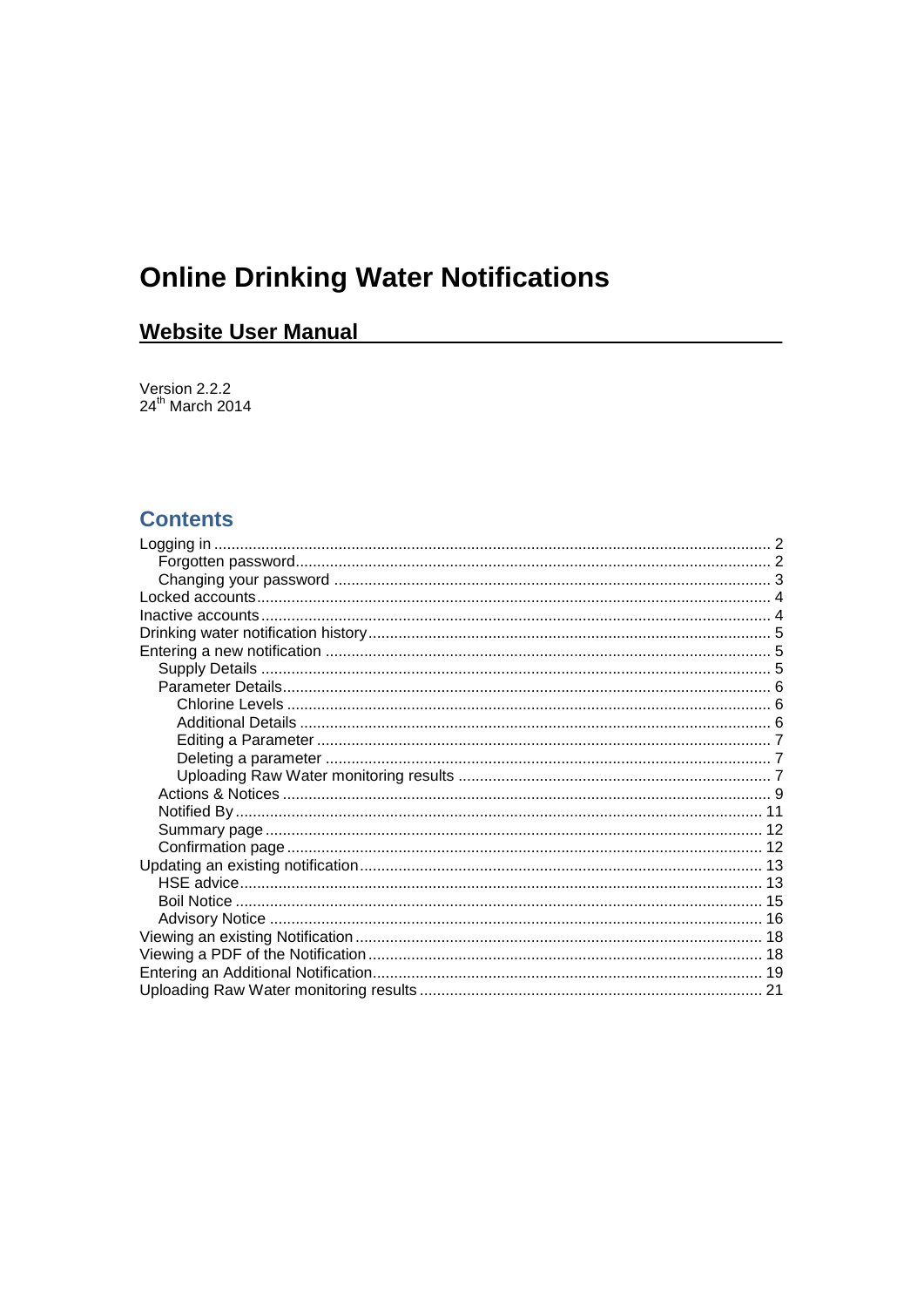# Online Drinking Water Notifications

## Website User Manual

Version 2.2.2
24th March 2014

## Contents

- Logging in ..... 2
  - Forgotten password ..... 2
  - Changing your password ..... 3
- Locked accounts ..... 4
- Inactive accounts ..... 4
- Drinking water notification history ..... 5
- Entering a new notification ..... 5
  - Supply Details ..... 5
  - Parameter Details ..... 6
    - Chlorine Levels ..... 6
    - Additional Details ..... 6
    - Editing a Parameter ..... 7
    - Deleting a parameter ..... 7
    - Uploading Raw Water monitoring results ..... 7
  - Actions & Notices ..... 9
  - Notified By ..... 11
  - Summary page ..... 12
  - Confirmation page ..... 12
- Updating an existing notification ..... 13
  - HSE advice ..... 13
  - Boil Notice ..... 15
  - Advisory Notice ..... 16
- Viewing an existing Notification ..... 18
- Viewing a PDF of the Notification ..... 18
- Entering an Additional Notification ..... 19
- Uploading Raw Water monitoring results ..... 21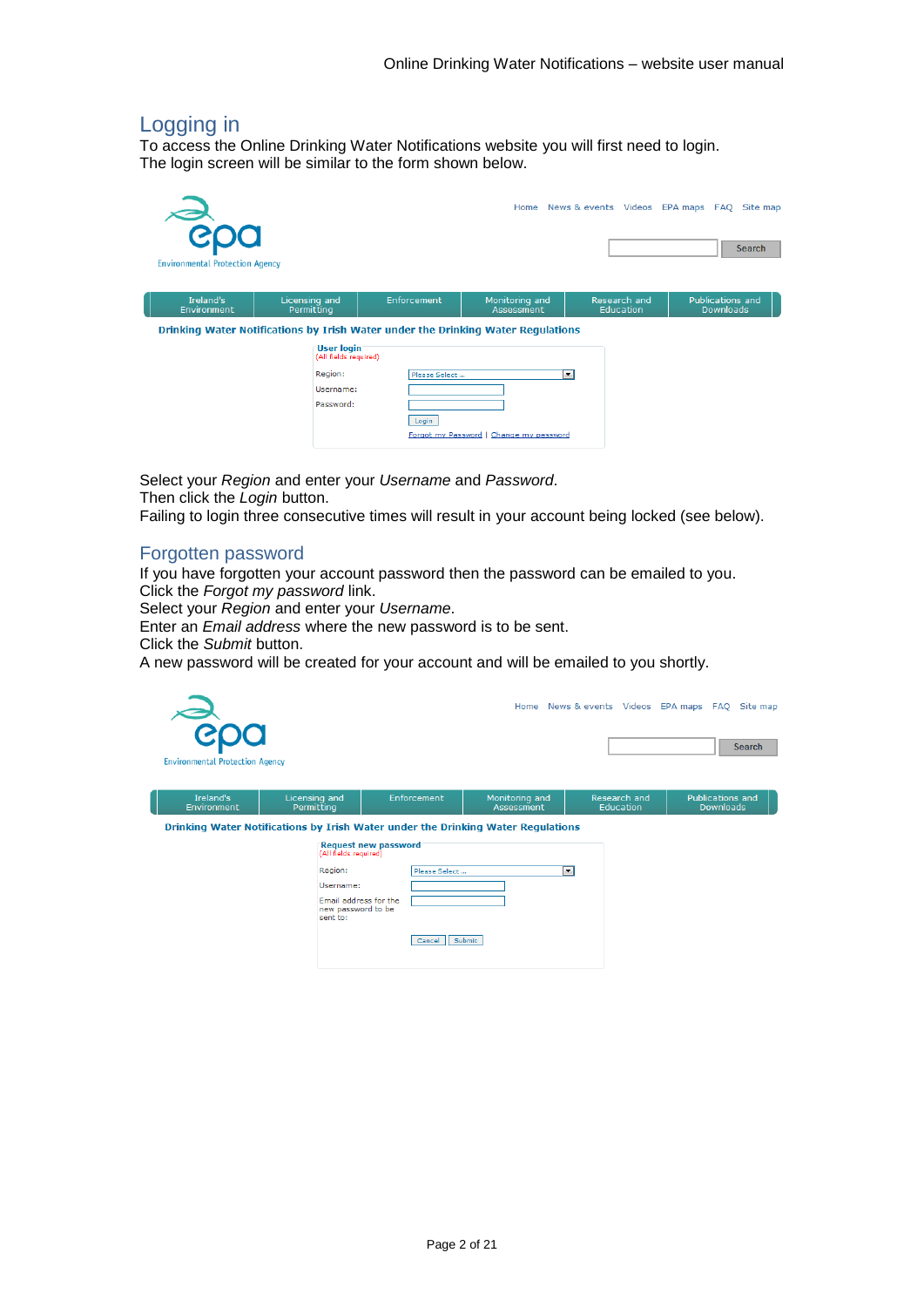## Logging in

To access the Online Drinking Water Notifications website you will first need to login.
The login screen will be similar to the form shown below.

Select your *Region* and enter your *Username* and *Password*.
Then click the *Login* button.
Failing to login three consecutive times will result in your account being locked (see below).

## Forgotten password

If you have forgotten your account password then the password can be emailed to you.
Click the *Forgot my password* link.
Select your *Region* and enter your *Username*.
Enter an *Email address* where the new password is to be sent.
Click the *Submit* button.
A new password will be created for your account and will be emailed to you shortly.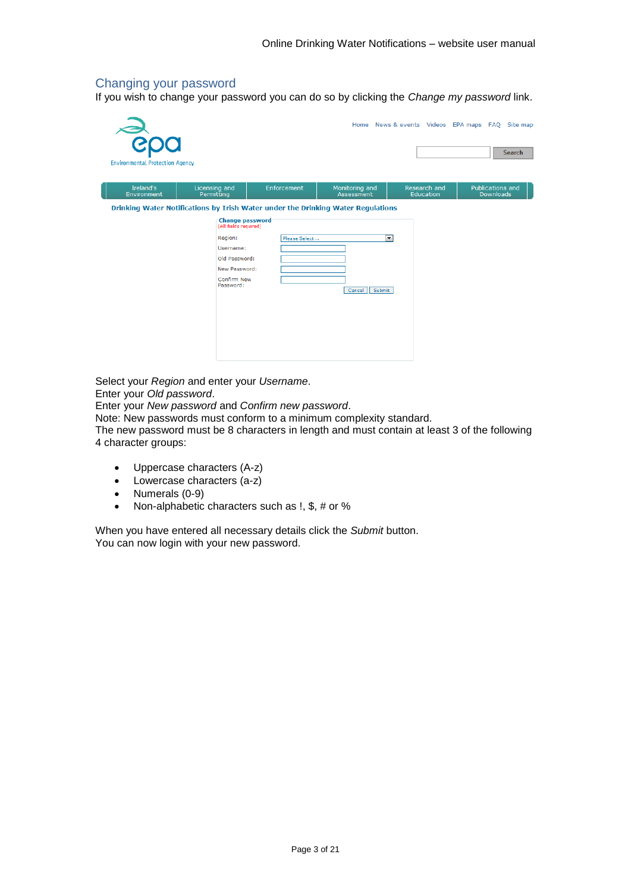## Changing your password

If you wish to change your password you can do so by clicking the *Change my password* link.

Select your *Region* and enter your *Username*.
Enter your *Old password*.
Enter your *New password* and *Confirm new password*.
Note: New passwords must conform to a minimum complexity standard.
The new password must be 8 characters in length and must contain at least 3 of the following 4 character groups:

- Uppercase characters (A-z)
- Lowercase characters (a-z)
- Numerals (0-9)
- Non-alphabetic characters such as !, $, # or %

When you have entered all necessary details click the *Submit* button.
You can now login with your new password.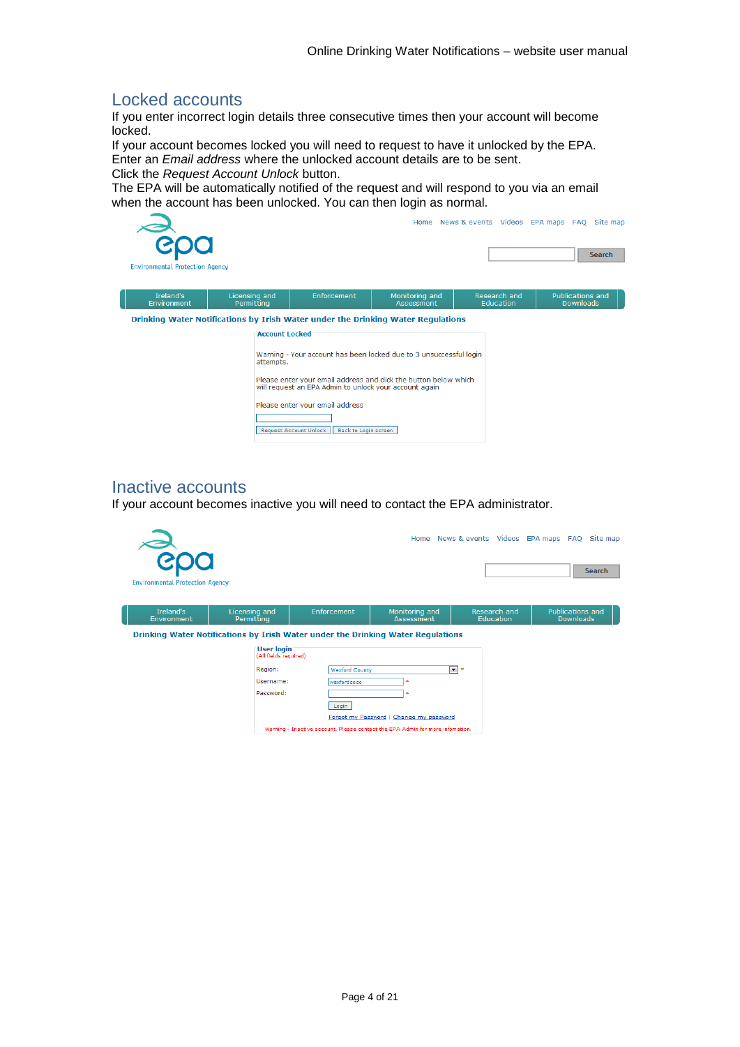## Locked accounts

If you enter incorrect login details three consecutive times then your account will become locked.
If your account becomes locked you will need to request to have it unlocked by the EPA.
Enter an *Email address* where the unlocked account details are to be sent.
Click the *Request Account Unlock* button.
The EPA will be automatically notified of the request and will respond to you via an email when the account has been unlocked. You can then login as normal.

Home News & events Videos EPA maps FAQ Site map

Search

Ireland's Environment | Licensing and Permitting | Enforcement | Monitoring and Assessment | Research and Education | Publications and Downloads

**Drinking Water Notifications by Irish Water under the Drinking Water Regulations**

**Account Locked**

Warning - Your account has been locked due to 3 unsuccessful login attempts.

Please enter your email address and click the button below which will request an EPA Admin to unlock your account again

Please enter your email address

Request Account Unlock | Back to Login screen

## Inactive accounts

If your account becomes inactive you will need to contact the EPA administrator.

Home News & events Videos EPA maps FAQ Site map

Search

Ireland's Environment | Licensing and Permitting | Enforcement | Monitoring and Assessment | Research and Education | Publications and Downloads

**Drinking Water Notifications by Irish Water under the Drinking Water Regulations**

**User login**
(All fields required)

Region: Wexford County *

Username: wexfordcoco *

Password: *

Login

Forgot my Password | Change my password

Warning - Inactive account. Please contact the EPA Admin for more information.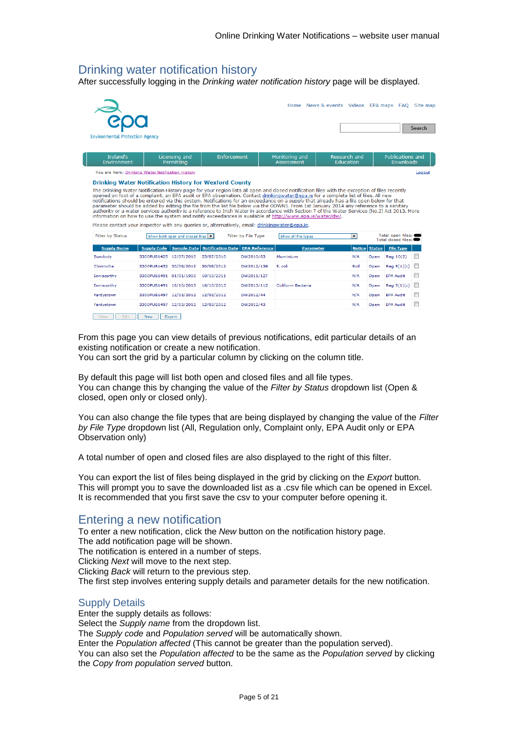## Drinking water notification history

After successfully logging in the *Drinking water notification history* page will be displayed.

Home News & events Videos EPA maps FAQ Site map

Search

epa Environmental Protection Agency

Ireland's Environment | Licensing and Permitting | Enforcement | Monitoring and Assessment | Research and Education | Publications and Downloads

You are here: Drinking Water Notification History                                                                 Logout

**Drinking Water Notification History for Wexford County**

The Drinking Water Notification History page for your region lists all open and closed notification files with the exception of files recently opened on foot of a complaint, an EPA audit or EPA observation. Contact drinkingwater@epa.ie for a complete list of files. All new notifications should be entered via this system. Notifications for an exceedance on a supply that already has a file open below for that parameter should be added by editing the file from the list file below via the ODWNS. From 1st January 2014 any reference to a sanitary authority or a water services authority is a reference to Irish Water in accordance with Section 7 of the Water Services (No.2) Act 2013. More information on how to use the system and notify exceedances is available at http://www.epa.ie/water/dw/.

Please contact your inspector with any queries or, alternatively, email: drinkingwater@epa.ie.

Filter by Status [Show both open and closed files] Filter by File Type [Show all file types] Total open files: Total closed files:

| Supply Name | Supply Code | Sample Date | Notification Date | EPA Reference | Parameter | Notice | Status | File Type | |
|---|---|---|---|---|---|---|---|---|---|
| Bunclody | 3300PUB1425 | 27/07/2010 | 23/07/2010 | DW2010/83 | Aluminium | N/A | Open | Reg 10(2) | ☐ |
| Clonroche | 3300PUB1452 | 30/08/2012 | 30/08/2012 | DW2012/136 | E. coli | Boil | Open | Reg 9(1)(c) | ☐ |
| Enniscorthy | 3300PUB1491 | 01/01/1900 | 10/10/2011 | DW2011/127 | | N/A | Open | EPA Audit | ☐ |
| Enniscorthy | 3300PUB1491 | 16/10/2013 | 16/10/2013 | DW2013/112 | Coliform Bacteria | N/A | Open | Reg 9(1)(c) | ☐ |
| Ferdystown | 3300PUB1497 | 12/03/2012 | 12/03/2012 | DW2012/44 | | N/A | Open | EPA Audit | ☐ |
| Ferdystown | 3300PUB1497 | 12/03/2012 | 12/03/2012 | DW2012/43 | | N/A | Open | EPA Audit | ☐ |

[View] [Edit] [New] [Export]

From this page you can view details of previous notifications, edit particular details of an existing notification or create a new notification.
You can sort the grid by a particular column by clicking on the column title.

By default this page will list both open and closed files and all file types.
You can change this by changing the value of the *Filter by Status* dropdown list (Open & closed, open only or closed only).

You can also change the file types that are being displayed by changing the value of the *Filter by File Type* dropdown list (All, Regulation only, Complaint only, EPA Audit only or EPA Observation only)

A total number of open and closed files are also displayed to the right of this filter.

You can export the list of files being displayed in the grid by clicking on the *Export* button. This will prompt you to save the downloaded list as a .csv file which can be opened in Excel. It is recommended that you first save the csv to your computer before opening it.

## Entering a new notification

To enter a new notification, click the *New* button on the notification history page.
The add notification page will be shown.
The notification is entered in a number of steps.
Clicking *Next* will move to the next step.
Clicking *Back* will return to the previous step.
The first step involves entering supply details and parameter details for the new notification.

### Supply Details

Enter the supply details as follows:
Select the *Supply name* from the dropdown list.
The *Supply code* and *Population served* will be automatically shown.
Enter the *Population affected* (This cannot be greater than the population served).
You can also set the *Population affected* to be the same as the *Population served* by clicking the *Copy from population served* button.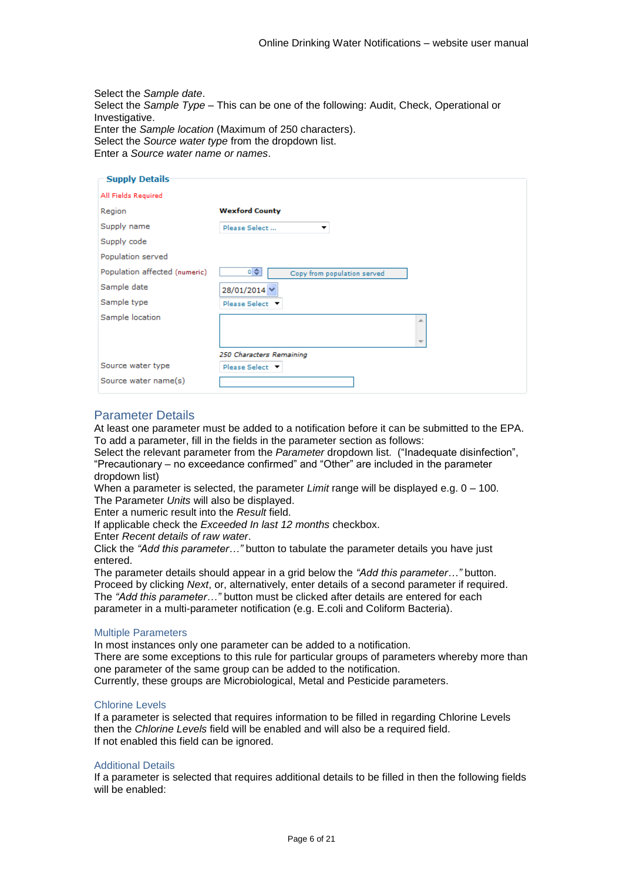Select the *Sample date*.
Select the *Sample Type* – This can be one of the following: Audit, Check, Operational or Investigative.
Enter the *Sample location* (Maximum of 250 characters).
Select the *Source water type* from the dropdown list.
Enter a *Source water name or names*.

**Supply Details**

All Fields Required

| | |
|---|---|
| Region | **Wexford County** |
| Supply name | Please Select ... |
| Supply code | |
| Population served | |
| Population affected (numeric) | 0 — Copy from population served |
| Sample date | 28/01/2014 |
| Sample type | Please Select |
| Sample location | 250 Characters Remaining |
| Source water type | Please Select |
| Source water name(s) | |

## Parameter Details

At least one parameter must be added to a notification before it can be submitted to the EPA.
To add a parameter, fill in the fields in the parameter section as follows:
Select the relevant parameter from the *Parameter* dropdown list. ("Inadequate disinfection", "Precautionary – no exceedance confirmed" and "Other" are included in the parameter dropdown list)
When a parameter is selected, the parameter *Limit* range will be displayed e.g. 0 – 100.
The Parameter *Units* will also be displayed.
Enter a numeric result into the *Result* field.
If applicable check the *Exceeded In last 12 months* checkbox.
Enter *Recent details of raw water*.
Click the *"Add this parameter…"* button to tabulate the parameter details you have just entered.
The parameter details should appear in a grid below the *"Add this parameter…"* button.
Proceed by clicking *Next*, or, alternatively, enter details of a second parameter if required.
The *"Add this parameter…"* button must be clicked after details are entered for each parameter in a multi-parameter notification (e.g. E.coli and Coliform Bacteria).

### Multiple Parameters

In most instances only one parameter can be added to a notification.
There are some exceptions to this rule for particular groups of parameters whereby more than one parameter of the same group can be added to the notification.
Currently, these groups are Microbiological, Metal and Pesticide parameters.

### Chlorine Levels

If a parameter is selected that requires information to be filled in regarding Chlorine Levels then the *Chlorine Levels* field will be enabled and will also be a required field.
If not enabled this field can be ignored.

### Additional Details

If a parameter is selected that requires additional details to be filled in then the following fields will be enabled: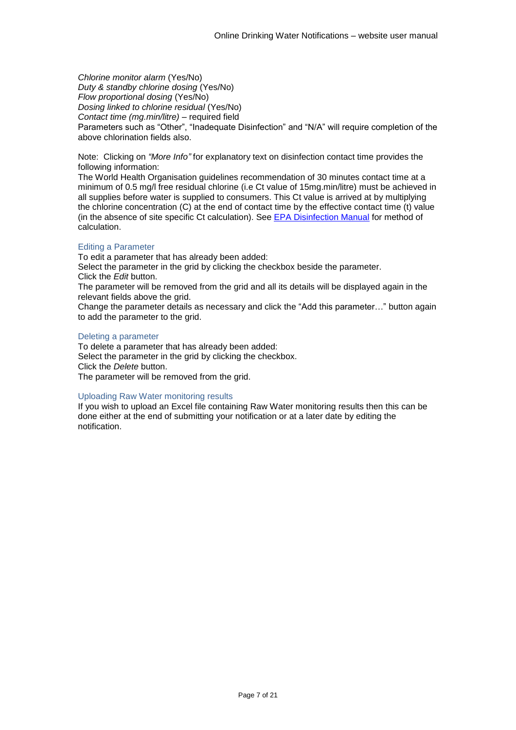*Chlorine monitor alarm* (Yes/No)
*Duty & standby chlorine dosing* (Yes/No)
*Flow proportional dosing* (Yes/No)
*Dosing linked to chlorine residual* (Yes/No)
*Contact time (mg.min/litre)* – required field
Parameters such as "Other", "Inadequate Disinfection" and "N/A" will require completion of the above chlorination fields also.

Note: Clicking on *"More Info"* for explanatory text on disinfection contact time provides the following information:
The World Health Organisation guidelines recommendation of 30 minutes contact time at a minimum of 0.5 mg/l free residual chlorine (i.e Ct value of 15mg.min/litre) must be achieved in all supplies before water is supplied to consumers. This Ct value is arrived at by multiplying the chlorine concentration (C) at the end of contact time by the effective contact time (t) value (in the absence of site specific Ct calculation). See EPA Disinfection Manual for method of calculation.

### Editing a Parameter

To edit a parameter that has already been added:
Select the parameter in the grid by clicking the checkbox beside the parameter.
Click the *Edit* button.
The parameter will be removed from the grid and all its details will be displayed again in the relevant fields above the grid.
Change the parameter details as necessary and click the "Add this parameter…" button again to add the parameter to the grid.

### Deleting a parameter

To delete a parameter that has already been added:
Select the parameter in the grid by clicking the checkbox.
Click the *Delete* button.
The parameter will be removed from the grid.

### Uploading Raw Water monitoring results

If you wish to upload an Excel file containing Raw Water monitoring results then this can be done either at the end of submitting your notification or at a later date by editing the notification.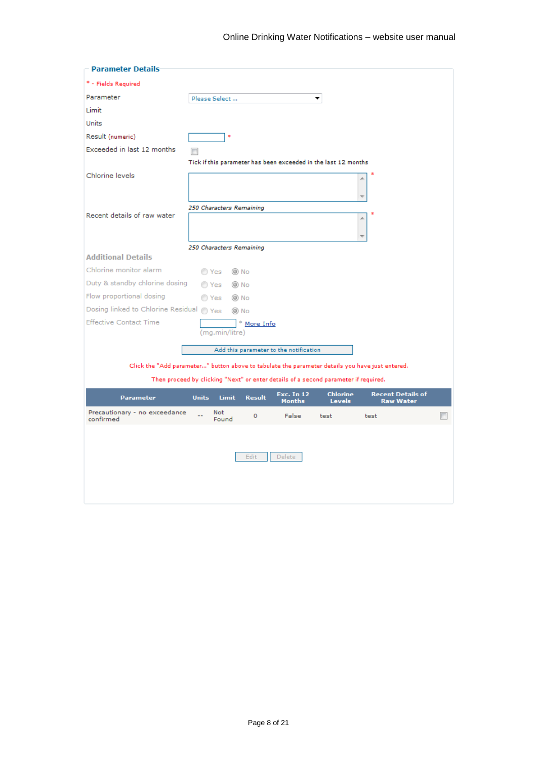## Parameter Details

* - Fields Required

Parameter: Please Select ...

Limit

Units

Result (numeric) *

Exceeded in last 12 months

Tick if this parameter has been exceeded in the last 12 months

Chlorine levels *

*250 Characters Remaining*

Recent details of raw water *

*250 Characters Remaining*

### Additional Details

Chlorine monitor alarm: Yes / No

Duty & standby chlorine dosing: Yes / No

Flow proportional dosing: Yes / No

Dosing linked to Chlorine Residual: Yes / No

Effective Contact Time * More Info

(mg.min/litre)

Add this parameter to the notification

Click the "Add parameter..." button above to tabulate the parameter details you have just entered.

Then proceed by clicking "Next" or enter details of a second parameter if required.

| Parameter | Units | Limit | Result | Exc. In 12 Months | Chlorine Levels | Recent Details of Raw Water | |
|---|---|---|---|---|---|---|---|
| Precautionary - no exceedance confirmed | -- | Not Found | 0 | False | test | test | |

Edit | Delete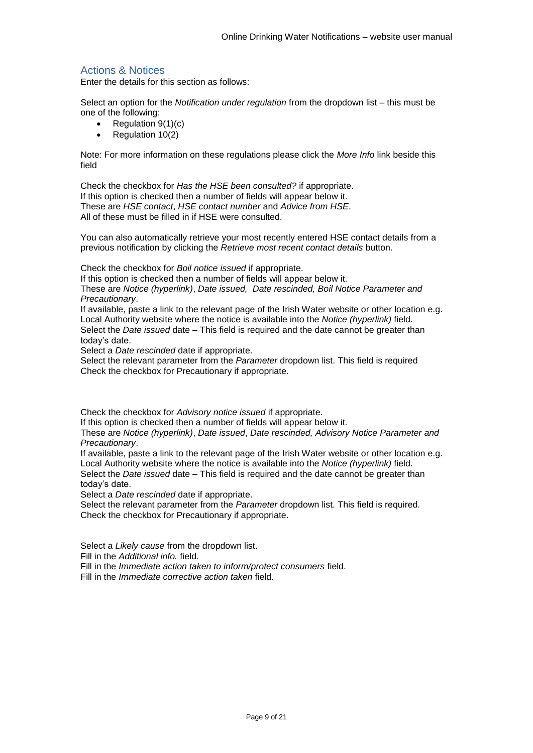## Actions & Notices

Enter the details for this section as follows:

Select an option for the *Notification under regulation* from the dropdown list – this must be one of the following:

- Regulation 9(1)(c)
- Regulation 10(2)

Note: For more information on these regulations please click the *More Info* link beside this field

Check the checkbox for *Has the HSE been consulted?* if appropriate.
If this option is checked then a number of fields will appear below it.
These are *HSE contact*, *HSE contact number* and *Advice from HSE*.
All of these must be filled in if HSE were consulted.

You can also automatically retrieve your most recently entered HSE contact details from a previous notification by clicking the *Retrieve most recent contact details* button.

Check the checkbox for *Boil notice issued* if appropriate.
If this option is checked then a number of fields will appear below it.
These are *Notice (hyperlink)*, *Date issued, Date rescinded, Boil Notice Parameter and Precautionary*.
If available, paste a link to the relevant page of the Irish Water website or other location e.g. Local Authority website where the notice is available into the *Notice (hyperlink)* field.
Select the *Date issued* date – This field is required and the date cannot be greater than today's date.
Select a *Date rescinded* date if appropriate.
Select the relevant parameter from the *Parameter* dropdown list. This field is required
Check the checkbox for Precautionary if appropriate.

Check the checkbox for *Advisory notice issued* if appropriate.
If this option is checked then a number of fields will appear below it.
These are *Notice (hyperlink)*, *Date issued*, *Date rescinded, Advisory Notice Parameter and Precautionary*.
If available, paste a link to the relevant page of the Irish Water website or other location e.g. Local Authority website where the notice is available into the *Notice (hyperlink)* field.
Select the *Date issued* date – This field is required and the date cannot be greater than today's date.
Select a *Date rescinded* date if appropriate.
Select the relevant parameter from the *Parameter* dropdown list. This field is required.
Check the checkbox for Precautionary if appropriate.

Select a *Likely cause* from the dropdown list.
Fill in the *Additional info.* field.
Fill in the *Immediate action taken to inform/protect consumers* field.
Fill in the *Immediate corrective action taken* field.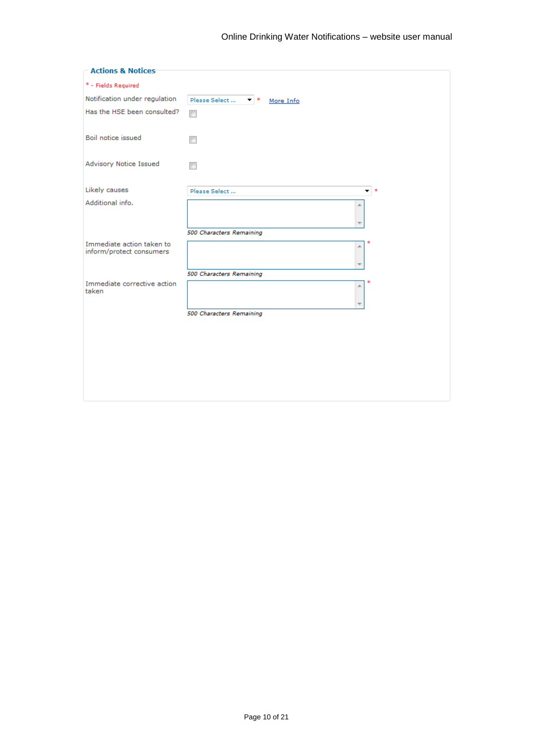## Actions & Notices

* - Fields Required

| Field | Input |
|---|---|
| Notification under regulation | Please Select ... * More Info |
| Has the HSE been consulted? | ☐ |
| Boil notice issued | ☐ |
| Advisory Notice Issued | ☐ |
| Likely causes | Please Select ... * |
| Additional info. | *500 Characters Remaining* |
| Immediate action taken to inform/protect consumers | * *500 Characters Remaining* |
| Immediate corrective action taken | * *500 Characters Remaining* |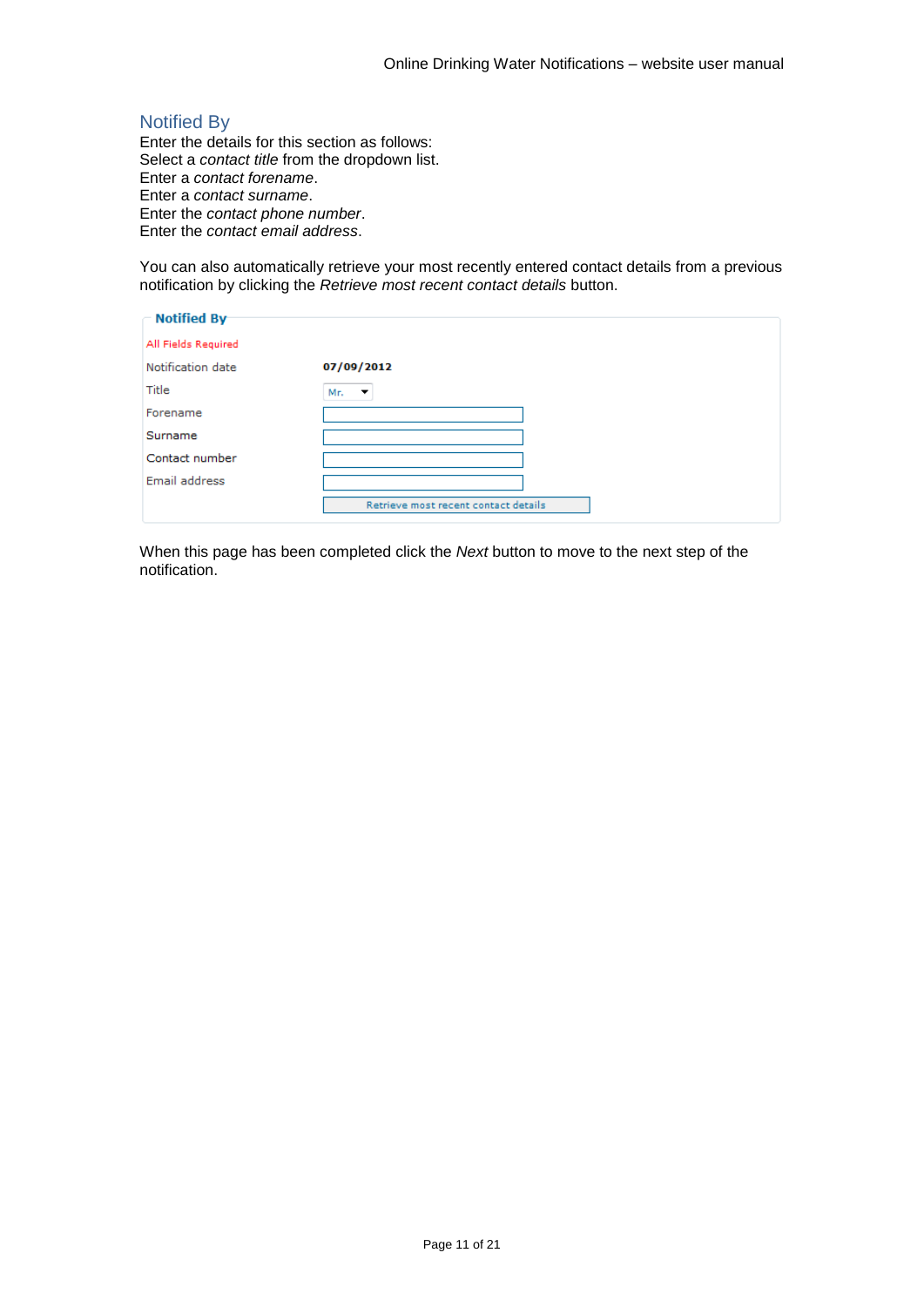## Notified By

Enter the details for this section as follows:
Select a *contact title* from the dropdown list.
Enter a *contact forename*.
Enter a *contact surname*.
Enter the *contact phone number*.
Enter the *contact email address*.

You can also automatically retrieve your most recently entered contact details from a previous notification by clicking the *Retrieve most recent contact details* button.

**Notified By**

All Fields Required

| | |
|---|---|
| Notification date | **07/09/2012** |
| Title | Mr. |
| Forename | |
| Surname | |
| Contact number | |
| Email address | |
| | Retrieve most recent contact details |

When this page has been completed click the *Next* button to move to the next step of the notification.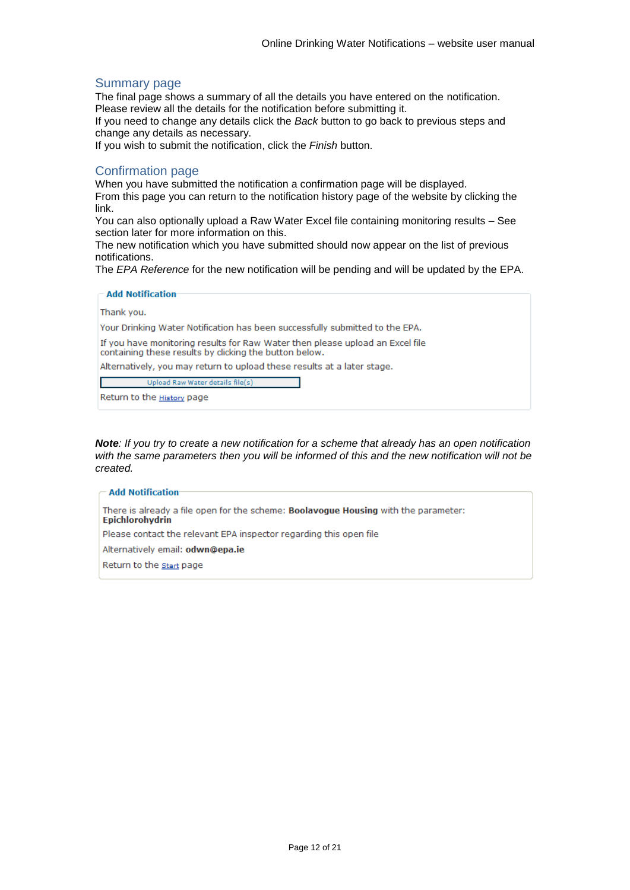## Summary page

The final page shows a summary of all the details you have entered on the notification. Please review all the details for the notification before submitting it.
If you need to change any details click the *Back* button to go back to previous steps and change any details as necessary.
If you wish to submit the notification, click the *Finish* button.

## Confirmation page

When you have submitted the notification a confirmation page will be displayed.
From this page you can return to the notification history page of the website by clicking the link.
You can also optionally upload a Raw Water Excel file containing monitoring results – See section later for more information on this.
The new notification which you have submitted should now appear on the list of previous notifications.
The *EPA Reference* for the new notification will be pending and will be updated by the EPA.

**Add Notification**

Thank you.

Your Drinking Water Notification has been successfully submitted to the EPA.

If you have monitoring results for Raw Water then please upload an Excel file containing these results by clicking the button below.

Alternatively, you may return to upload these results at a later stage.

[Upload Raw Water details file(s)]

Return to the History page

***Note**: If you try to create a new notification for a scheme that already has an open notification with the same parameters then you will be informed of this and the new notification will not be created.*

**Add Notification**

There is already a file open for the scheme: **Boolavogue Housing** with the parameter: **Epichlorohydrin**

Please contact the relevant EPA inspector regarding this open file

Alternatively email: **odwn@epa.ie**

Return to the Start page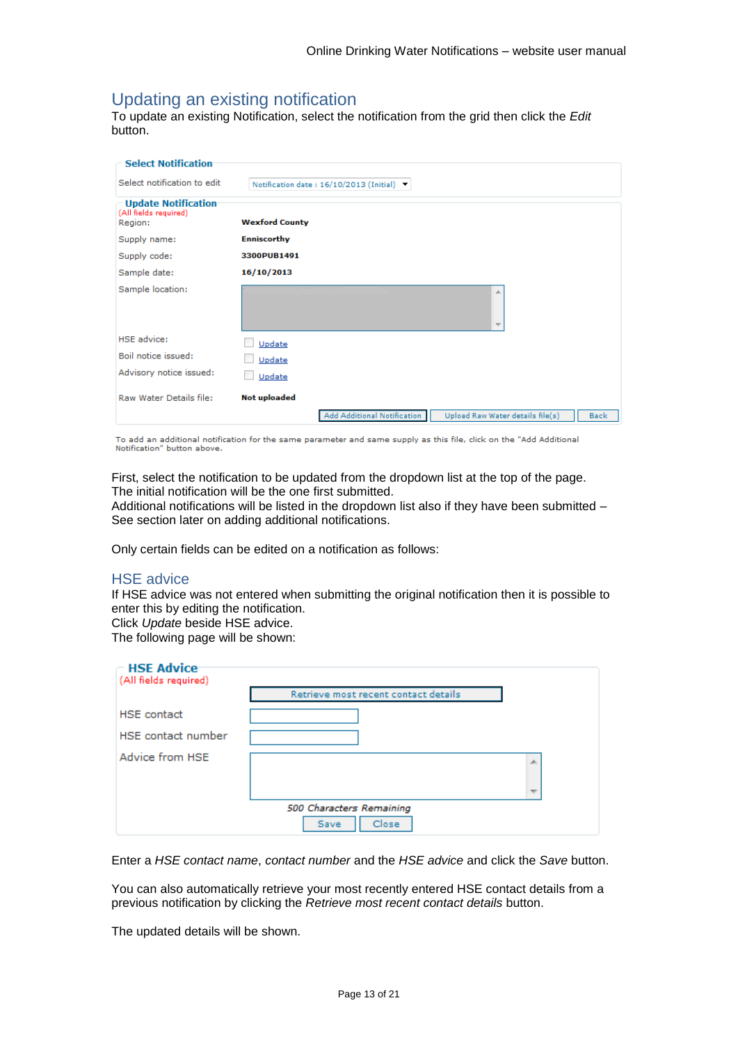## Updating an existing notification

To update an existing Notification, select the notification from the grid then click the *Edit* button.

**Select Notification**

Select notification to edit — Notification date : 16/10/2013 (Initial)

**Update Notification**
(All fields required)

| | |
|---|---|
| Region: | **Wexford County** |
| Supply name: | **Enniscorthy** |
| Supply code: | **3300PUB1491** |
| Sample date: | **16/10/2013** |
| Sample location: | |
| HSE advice: | Update |
| Boil notice issued: | Update |
| Advisory notice issued: | Update |
| Raw Water Details file: | **Not uploaded** |

Add Additional Notification | Upload Raw Water details file(s) | Back

To add an additional notification for the same parameter and same supply as this file, click on the "Add Additional Notification" button above.

First, select the notification to be updated from the dropdown list at the top of the page. The initial notification will be the one first submitted.
Additional notifications will be listed in the dropdown list also if they have been submitted – See section later on adding additional notifications.

Only certain fields can be edited on a notification as follows:

### HSE advice

If HSE advice was not entered when submitting the original notification then it is possible to enter this by editing the notification.
Click *Update* beside HSE advice.
The following page will be shown:

**HSE Advice**
(All fields required)

Retrieve most recent contact details

HSE contact

HSE contact number

Advice from HSE

*500 Characters Remaining*

Save | Close

Enter a *HSE contact name*, *contact number* and the *HSE advice* and click the *Save* button.

You can also automatically retrieve your most recently entered HSE contact details from a previous notification by clicking the *Retrieve most recent contact details* button.

The updated details will be shown.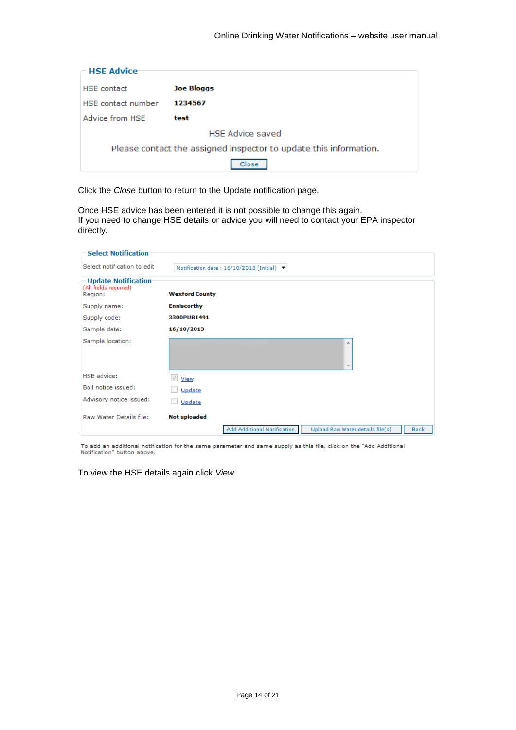**HSE Advice**

| | |
|---|---|
| HSE contact | **Joe Bloggs** |
| HSE contact number | **1234567** |
| Advice from HSE | **test** |

HSE Advice saved

Please contact the assigned inspector to update this information.

Close

Click the *Close* button to return to the Update notification page.

Once HSE advice has been entered it is not possible to change this again.
If you need to change HSE details or advice you will need to contact your EPA inspector directly.

**Select Notification**

Select notification to edit: Notification date : 16/10/2013 (Initial)

**Update Notification**
(All fields required)

| | |
|---|---|
| Region: | **Wexford County** |
| Supply name: | **Enniscorthy** |
| Supply code: | **3300PUB1491** |
| Sample date: | **16/10/2013** |
| Sample location: | |
| HSE advice: | ☑ View |
| Boil notice issued: | ☐ Update |
| Advisory notice issued: | ☐ Update |
| Raw Water Details file: | **Not uploaded** |

Add Additional Notification | Upload Raw Water details file(s) | Back

To add an additional notification for the same parameter and same supply as this file, click on the "Add Additional Notification" button above.

To view the HSE details again click *View*.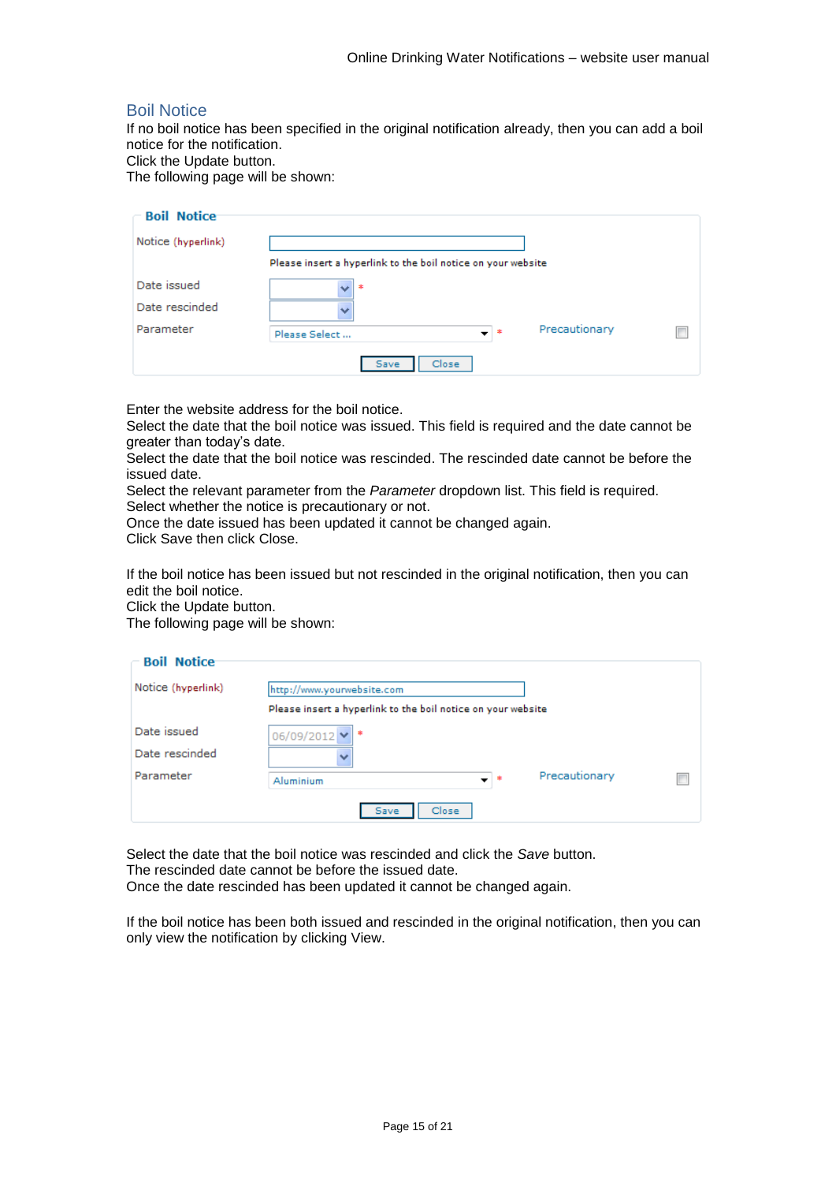## Boil Notice

If no boil notice has been specified in the original notification already, then you can add a boil notice for the notification.
Click the Update button.
The following page will be shown:

**Boil Notice**

| | | | |
|---|---|---|---|
| Notice (hyperlink) | Please insert a hyperlink to the boil notice on your website | | |
| Date issued | * | | |
| Date rescinded | | | |
| Parameter | Please Select ... * | Precautionary | ☐ |

Save | Close

Enter the website address for the boil notice.
Select the date that the boil notice was issued. This field is required and the date cannot be greater than today's date.
Select the date that the boil notice was rescinded. The rescinded date cannot be before the issued date.
Select the relevant parameter from the *Parameter* dropdown list. This field is required.
Select whether the notice is precautionary or not.
Once the date issued has been updated it cannot be changed again.
Click Save then click Close.

If the boil notice has been issued but not rescinded in the original notification, then you can edit the boil notice.
Click the Update button.
The following page will be shown:

**Boil Notice**

| | | | |
|---|---|---|---|
| Notice (hyperlink) | http://www.yourwebsite.com<br>Please insert a hyperlink to the boil notice on your website | | |
| Date issued | 06/09/2012 * | | |
| Date rescinded | | | |
| Parameter | Aluminium * | Precautionary | ☐ |

Save | Close

Select the date that the boil notice was rescinded and click the *Save* button.
The rescinded date cannot be before the issued date.
Once the date rescinded has been updated it cannot be changed again.

If the boil notice has been both issued and rescinded in the original notification, then you can only view the notification by clicking View.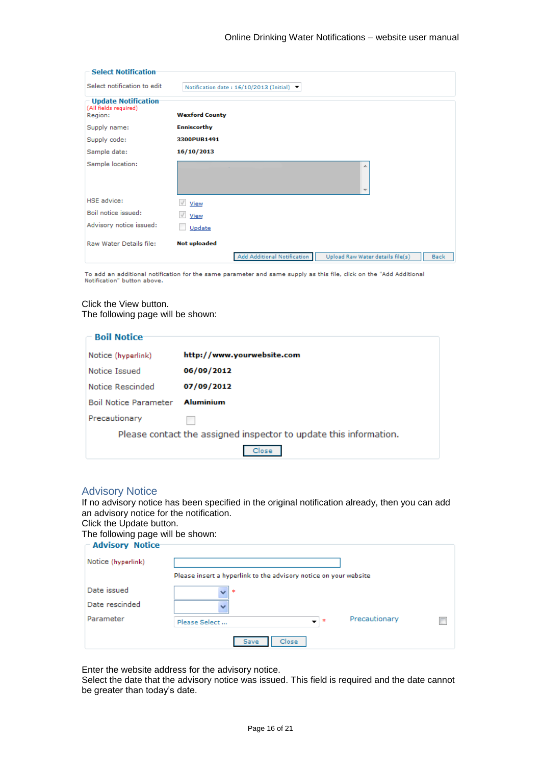**Select Notification**

| | |
|---|---|
| Select notification to edit | Notification date : 16/10/2013 (Initial) |

**Update Notification**
(All fields required)

| | |
|---|---|
| Region: | **Wexford County** |
| Supply name: | **Enniscorthy** |
| Supply code: | **3300PUB1491** |
| Sample date: | **16/10/2013** |
| Sample location: | |
| HSE advice: | View |
| Boil notice issued: | View |
| Advisory notice issued: | Update |
| Raw Water Details file: | **Not uploaded** |

Add Additional Notification | Upload Raw Water details file(s) | Back

To add an additional notification for the same parameter and same supply as this file, click on the "Add Additional Notification" button above.

Click the View button.
The following page will be shown:

**Boil Notice**

| | |
|---|---|
| Notice (hyperlink) | **http://www.yourwebsite.com** |
| Notice Issued | **06/09/2012** |
| Notice Rescinded | **07/09/2012** |
| Boil Notice Parameter | **Aluminium** |
| Precautionary | ☐ |

Please contact the assigned inspector to update this information.

Close

## Advisory Notice

If no advisory notice has been specified in the original notification already, then you can add an advisory notice for the notification.
Click the Update button.
The following page will be shown:

**Advisory Notice**

| | |
|---|---|
| Notice (hyperlink) | Please insert a hyperlink to the advisory notice on your website |
| Date issued | * |
| Date rescinded | |
| Parameter | Please Select ... * Precautionary ☐ |

Save | Close

Enter the website address for the advisory notice.
Select the date that the advisory notice was issued. This field is required and the date cannot be greater than today's date.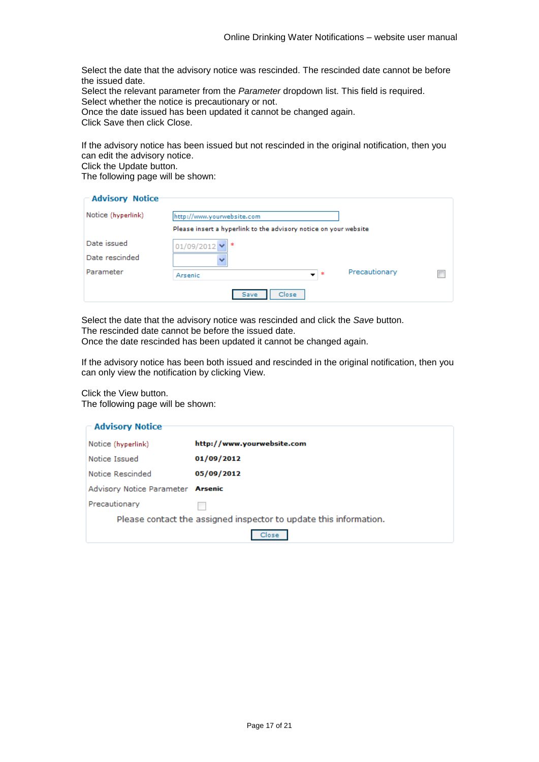Select the date that the advisory notice was rescinded. The rescinded date cannot be before the issued date.
Select the relevant parameter from the *Parameter* dropdown list. This field is required.
Select whether the notice is precautionary or not.
Once the date issued has been updated it cannot be changed again.
Click Save then click Close.

If the advisory notice has been issued but not rescinded in the original notification, then you can edit the advisory notice.
Click the Update button.
The following page will be shown:

**Advisory Notice**

| | | | |
|---|---|---|---|
| Notice (hyperlink) | http://www.yourwebsite.com<br>Please insert a hyperlink to the advisory notice on your website | | |
| Date issued | 01/09/2012 * | | |
| Date rescinded | | | |
| Parameter | Arsenic * | Precautionary | ☐ |

Save | Close

Select the date that the advisory notice was rescinded and click the *Save* button.
The rescinded date cannot be before the issued date.
Once the date rescinded has been updated it cannot be changed again.

If the advisory notice has been both issued and rescinded in the original notification, then you can only view the notification by clicking View.

Click the View button.
The following page will be shown:

**Advisory Notice**

| | |
|---|---|
| Notice (hyperlink) | **http://www.yourwebsite.com** |
| Notice Issued | **01/09/2012** |
| Notice Rescinded | **05/09/2012** |
| Advisory Notice Parameter | **Arsenic** |
| Precautionary | ☐ |

Please contact the assigned inspector to update this information.

Close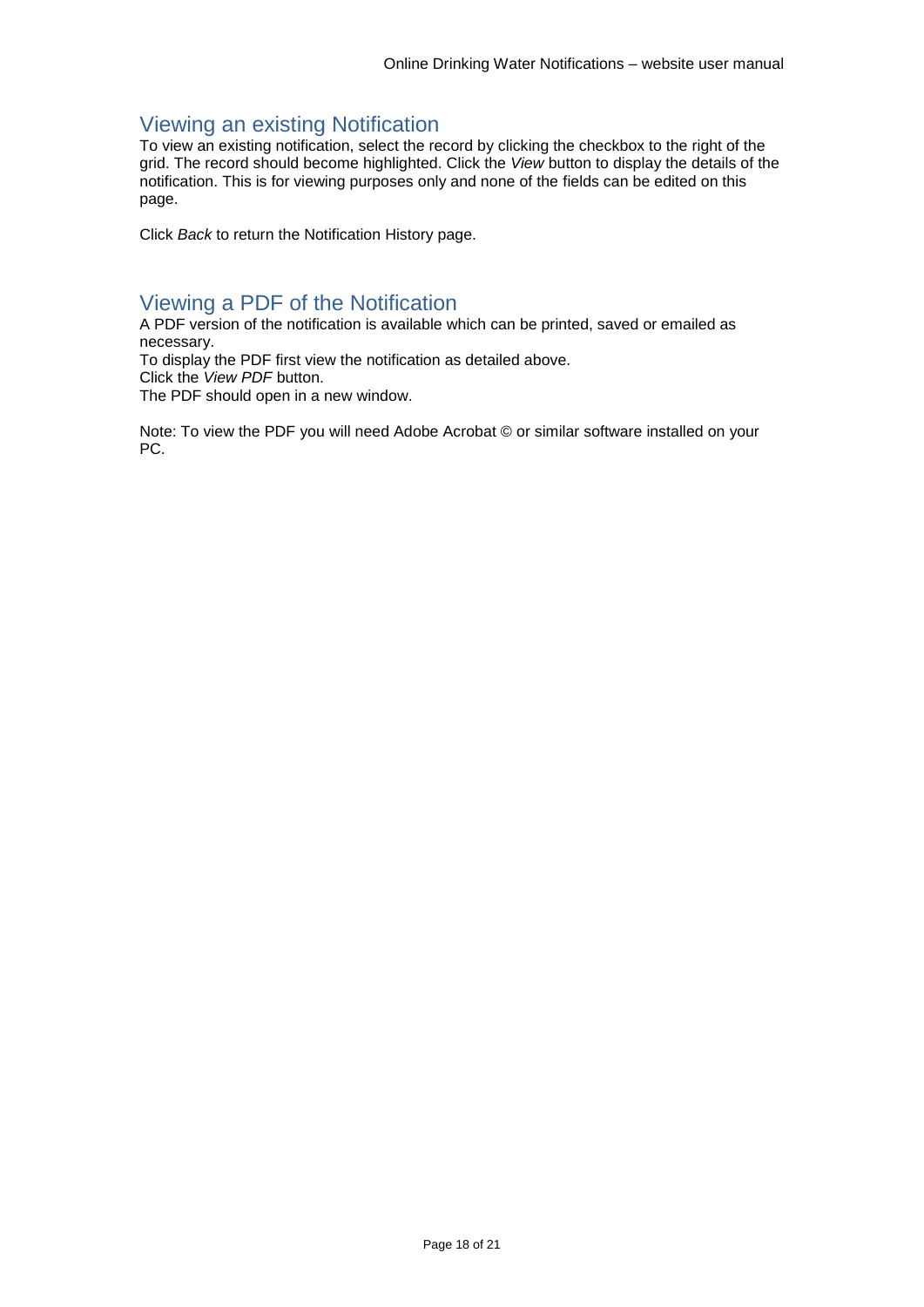## Viewing an existing Notification

To view an existing notification, select the record by clicking the checkbox to the right of the grid. The record should become highlighted. Click the *View* button to display the details of the notification. This is for viewing purposes only and none of the fields can be edited on this page.

Click *Back* to return the Notification History page.

## Viewing a PDF of the Notification

A PDF version of the notification is available which can be printed, saved or emailed as necessary.
To display the PDF first view the notification as detailed above.
Click the *View PDF* button.
The PDF should open in a new window.

Note: To view the PDF you will need Adobe Acrobat © or similar software installed on your PC.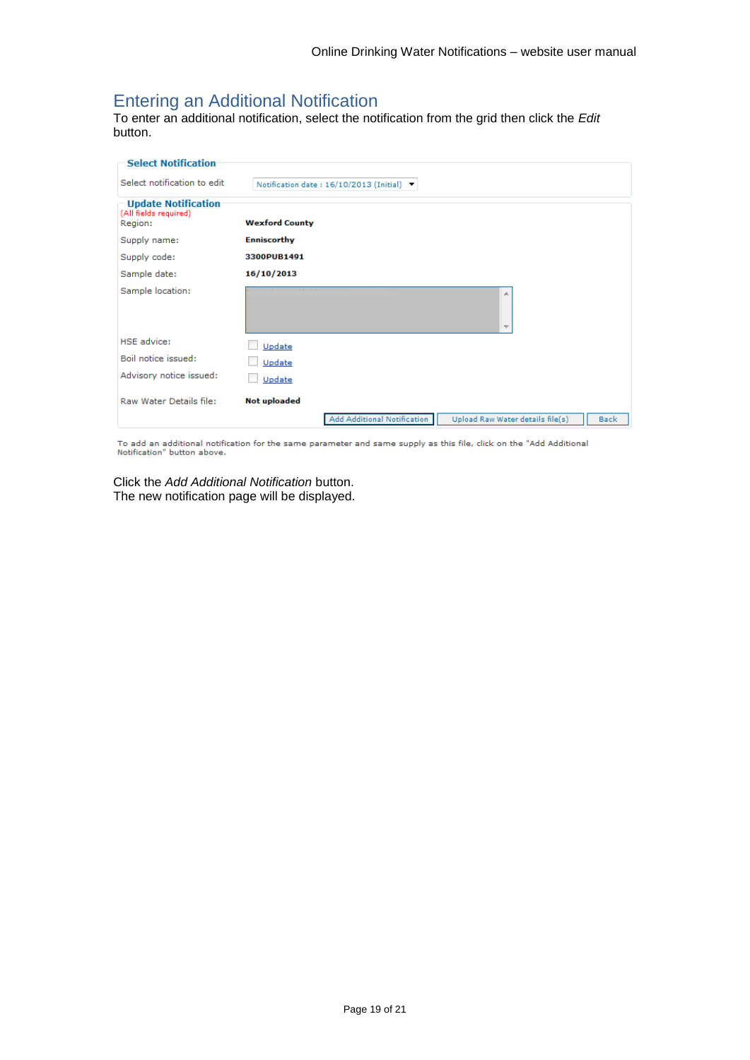## Entering an Additional Notification

To enter an additional notification, select the notification from the grid then click the *Edit* button.

**Select Notification**

Select notification to edit: Notification date : 16/10/2013 (Initial)

**Update Notification**

(All fields required)

| | |
|---|---|
| Region: | **Wexford County** |
| Supply name: | **Enniscorthy** |
| Supply code: | **3300PUB1491** |
| Sample date: | **16/10/2013** |
| Sample location: | |
| HSE advice: | Update |
| Boil notice issued: | Update |
| Advisory notice issued: | Update |
| Raw Water Details file: | **Not uploaded** |

Add Additional Notification | Upload Raw Water details file(s) | Back

To add an additional notification for the same parameter and same supply as this file, click on the "Add Additional Notification" button above.

Click the *Add Additional Notification* button.
The new notification page will be displayed.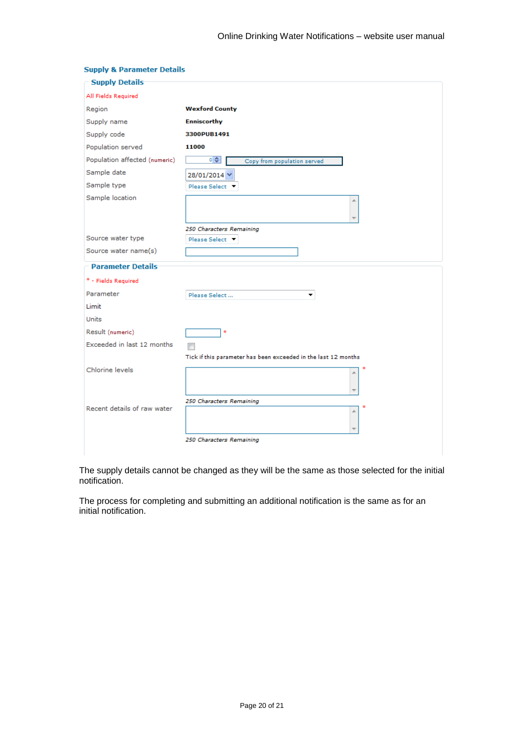### Supply & Parameter Details

#### Supply Details

All Fields Required

| | |
|---|---|
| Region | **Wexford County** |
| Supply name | **Enniscorthy** |
| Supply code | **3300PUB1491** |
| Population served | **11000** |
| Population affected (numeric) | 0 [Copy from population served] |
| Sample date | 28/01/2014 |
| Sample type | Please Select |
| Sample location | *250 Characters Remaining* |
| Source water type | Please Select |
| Source water name(s) | |

#### Parameter Details

* - Fields Required

| | |
|---|---|
| Parameter | Please Select ... |
| Limit | |
| Units | |
| Result (numeric) | * |
| Exceeded in last 12 months | Tick if this parameter has been exceeded in the last 12 months |
| Chlorine levels | * *250 Characters Remaining* |
| Recent details of raw water | * *250 Characters Remaining* |

The supply details cannot be changed as they will be the same as those selected for the initial notification.

The process for completing and submitting an additional notification is the same as for an initial notification.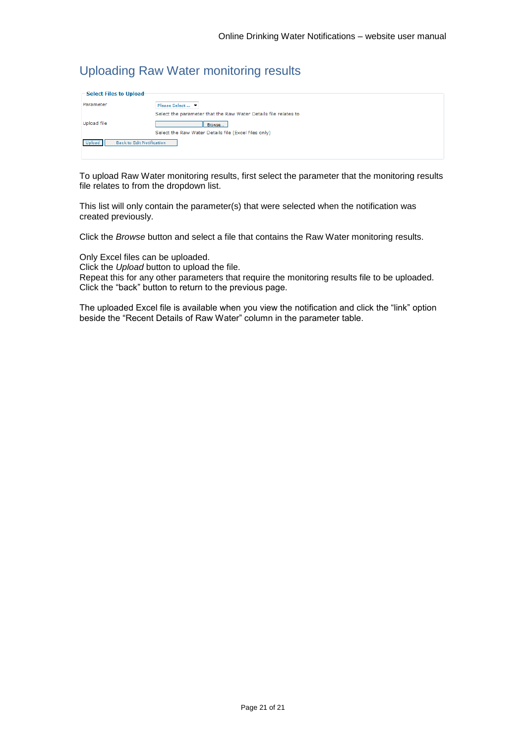## Uploading Raw Water monitoring results

**Select Files to Upload**

Parameter — Please Select ...
Select the parameter that the Raw Water Details file relates to

Upload file — Browse...
Select the Raw Water Details file (Excel files only)

Upload | Back to Edit Notification

To upload Raw Water monitoring results, first select the parameter that the monitoring results file relates to from the dropdown list.

This list will only contain the parameter(s) that were selected when the notification was created previously.

Click the *Browse* button and select a file that contains the Raw Water monitoring results.

Only Excel files can be uploaded.
Click the *Upload* button to upload the file.
Repeat this for any other parameters that require the monitoring results file to be uploaded.
Click the "back" button to return to the previous page.

The uploaded Excel file is available when you view the notification and click the "link" option beside the "Recent Details of Raw Water" column in the parameter table.